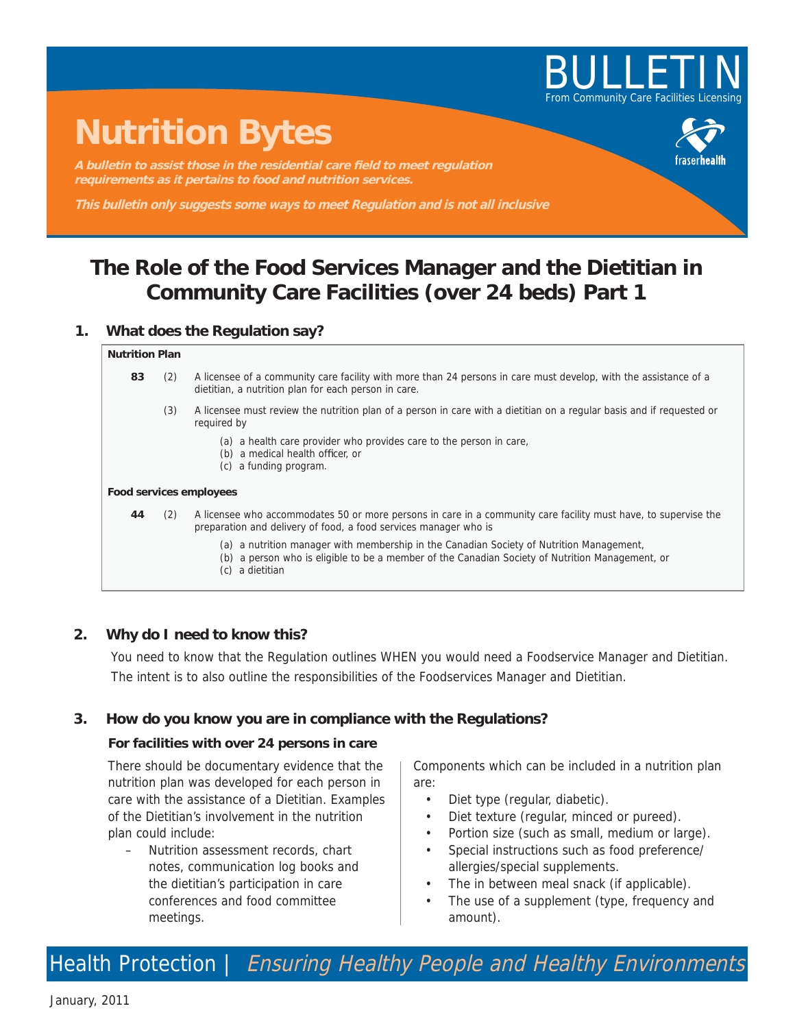BULLETIN
From Community Care Facilities Licensing

# Nutrition Bytes

***A bulletin to assist those in the residential care field to meet regulation requirements as it pertains to food and nutrition services.***

***This bulletin only suggests some ways to meet Regulation and is not all inclusive***

## The Role of the Food Services Manager and the Dietitian in Community Care Facilities (over 24 beds) Part 1

### 1. What does the Regulation say?

**Nutrition Plan**

**83** (2) A licensee of a community care facility with more than 24 persons in care must develop, with the assistance of a dietitian, a nutrition plan for each person in care.

(3) A licensee must review the nutrition plan of a person in care with a dietitian on a regular basis and if requested or required by

- (a) a health care provider who provides care to the person in care,
- (b) a medical health officer, or
- (c) a funding program.

**Food services employees**

**44** (2) A licensee who accommodates 50 or more persons in care in a community care facility must have, to supervise the preparation and delivery of food, a food services manager who is

- (a) a nutrition manager with membership in the Canadian Society of Nutrition Management,
- (b) a person who is eligible to be a member of the Canadian Society of Nutrition Management, or
- (c) a dietitian

### 2. Why do I need to know this?

You need to know that the Regulation outlines WHEN you would need a Foodservice Manager and Dietitian. The intent is to also outline the responsibilities of the Foodservices Manager and Dietitian.

### 3. How do you know you are in compliance with the Regulations?

**For facilities with over 24 persons in care**

There should be documentary evidence that the nutrition plan was developed for each person in care with the assistance of a Dietitian. Examples of the Dietitian's involvement in the nutrition plan could include:

- Nutrition assessment records, chart notes, communication log books and the dietitian's participation in care conferences and food committee meetings.

Components which can be included in a nutrition plan are:

- Diet type (regular, diabetic).
- Diet texture (regular, minced or pureed).
- Portion size (such as small, medium or large).
- Special instructions such as food preference/ allergies/special supplements.
- The in between meal snack (if applicable).
- The use of a supplement (type, frequency and amount).

Health Protection | *Ensuring Healthy People and Healthy Environments*

January, 2011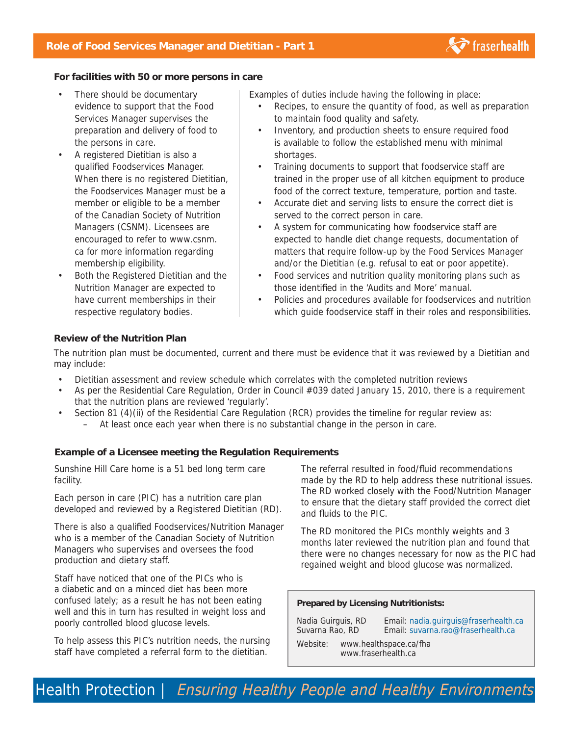# Role of Food Services Manager and Dietitian - Part 1

## For facilities with 50 or more persons in care

- There should be documentary evidence to support that the Food Services Manager supervises the preparation and delivery of food to the persons in care.
- A registered Dietitian is also a qualified Foodservices Manager. When there is no registered Dietitian, the Foodservices Manager must be a member or eligible to be a member of the Canadian Society of Nutrition Managers (CSNM). Licensees are encouraged to refer to www.csnm.ca for more information regarding membership eligibility.
- Both the Registered Dietitian and the Nutrition Manager are expected to have current memberships in their respective regulatory bodies.

Examples of duties include having the following in place:

- Recipes, to ensure the quantity of food, as well as preparation to maintain food quality and safety.
- Inventory, and production sheets to ensure required food is available to follow the established menu with minimal shortages.
- Training documents to support that foodservice staff are trained in the proper use of all kitchen equipment to produce food of the correct texture, temperature, portion and taste.
- Accurate diet and serving lists to ensure the correct diet is served to the correct person in care.
- A system for communicating how foodservice staff are expected to handle diet change requests, documentation of matters that require follow-up by the Food Services Manager and/or the Dietitian (e.g. refusal to eat or poor appetite).
- Food services and nutrition quality monitoring plans such as those identified in the 'Audits and More' manual.
- Policies and procedures available for foodservices and nutrition which guide foodservice staff in their roles and responsibilities.

## Review of the Nutrition Plan

The nutrition plan must be documented, current and there must be evidence that it was reviewed by a Dietitian and may include:

- Dietitian assessment and review schedule which correlates with the completed nutrition reviews
- As per the Residential Care Regulation, Order in Council #039 dated January 15, 2010, there is a requirement that the nutrition plans are reviewed 'regularly'.
- Section 81 (4)(ii) of the Residential Care Regulation (RCR) provides the timeline for regular review as:
  - At least once each year when there is no substantial change in the person in care.

## Example of a Licensee meeting the Regulation Requirements

Sunshine Hill Care home is a 51 bed long term care facility.

Each person in care (PIC) has a nutrition care plan developed and reviewed by a Registered Dietitian (RD).

There is also a qualified Foodservices/Nutrition Manager who is a member of the Canadian Society of Nutrition Managers who supervises and oversees the food production and dietary staff.

Staff have noticed that one of the PICs who is a diabetic and on a minced diet has been more confused lately; as a result he has not been eating well and this in turn has resulted in weight loss and poorly controlled blood glucose levels.

To help assess this PIC's nutrition needs, the nursing staff have completed a referral form to the dietitian.

The referral resulted in food/fluid recommendations made by the RD to help address these nutritional issues. The RD worked closely with the Food/Nutrition Manager to ensure that the dietary staff provided the correct diet and fluids to the PIC.

The RD monitored the PICs monthly weights and 3 months later reviewed the nutrition plan and found that there were no changes necessary for now as the PIC had regained weight and blood glucose was normalized.

**Prepared by Licensing Nutritionists:**

Nadia Guirguis, RD — Email: nadia.guirguis@fraserhealth.ca
Suvarna Rao, RD — Email: suvarna.rao@fraserhealth.ca

Website: www.healthspace.ca/fha
www.fraserhealth.ca